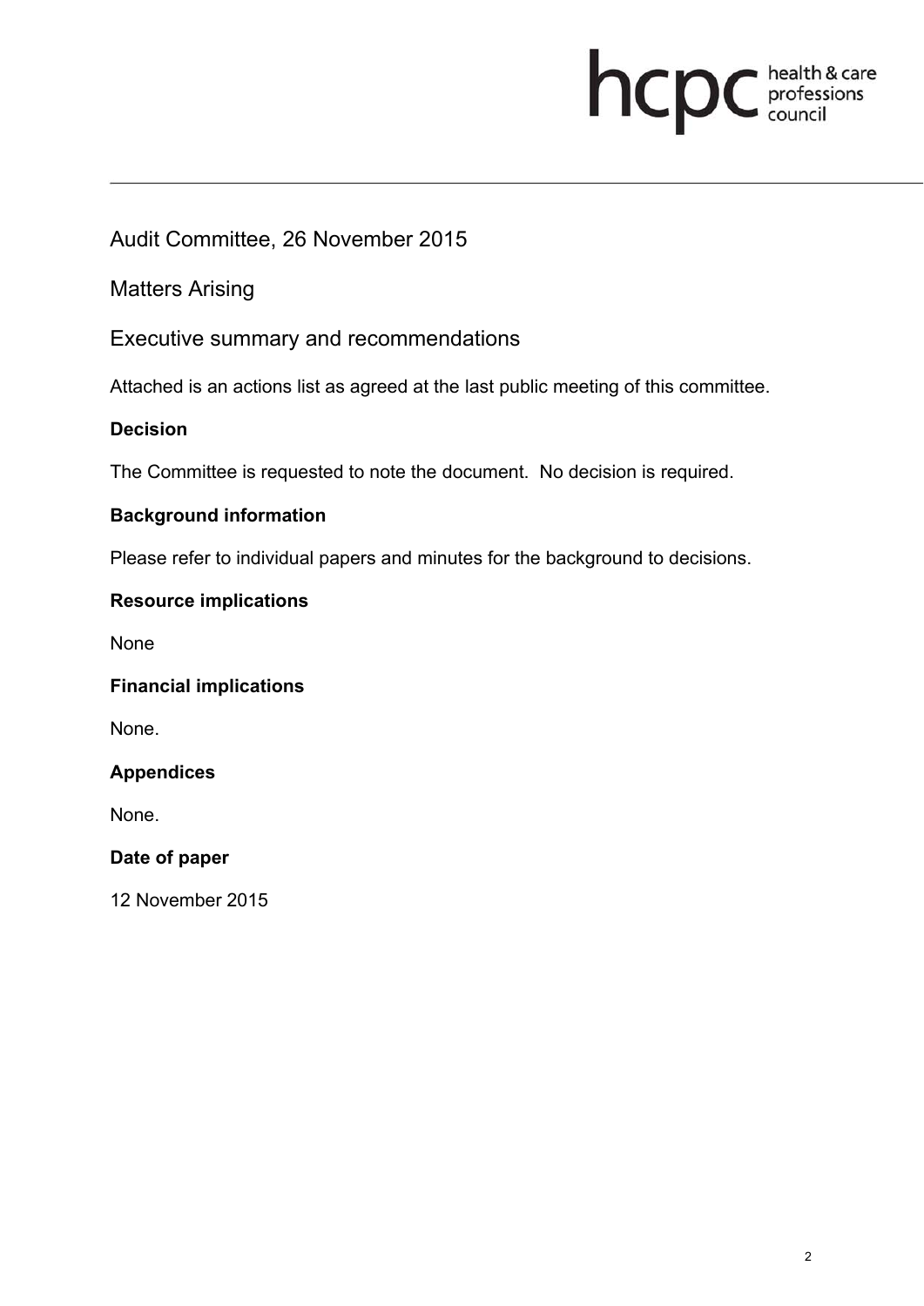# Audit Committee, 26 November 2015

## Matters Arising

## Executive summary and recommendations

Attached is an actions list as agreed at the last public meeting of this committee.

**Decision**

The Committee is requested to note the document. No decision is required.

**Background information**

Please refer to individual papers and minutes for the background to decisions.

**Resource implications**

None

**Financial implications**

None.

**Appendices**

None.

**Date of paper**

12 November 2015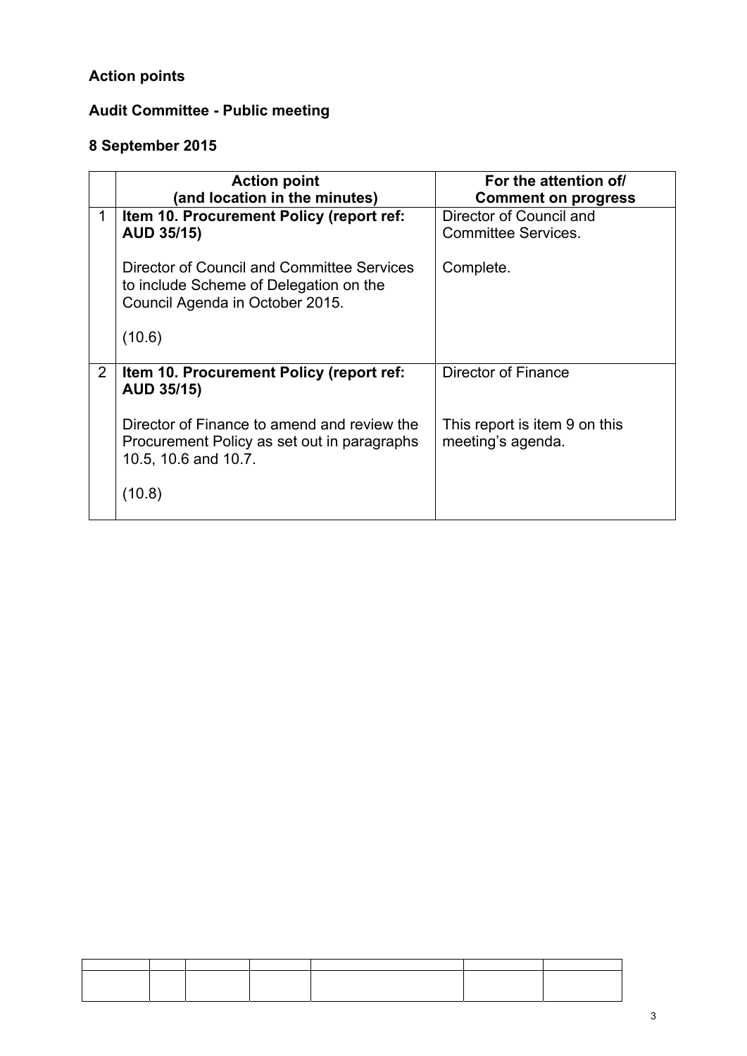**Action points**

**Audit Committee - Public meeting**

**8 September 2015**

| | Action point (and location in the minutes) | For the attention of/ Comment on progress |
|---|---|---|
| 1 | **Item 10. Procurement Policy (report ref: AUD 35/15)**<br><br>Director of Council and Committee Services to include Scheme of Delegation on the Council Agenda in October 2015.<br><br>(10.6) | Director of Council and Committee Services.<br><br>Complete. |
| 2 | **Item 10. Procurement Policy (report ref: AUD 35/15)**<br><br>Director of Finance to amend and review the Procurement Policy as set out in paragraphs 10.5, 10.6 and 10.7.<br><br>(10.8) | Director of Finance<br><br>This report is item 9 on this meeting's agenda. |